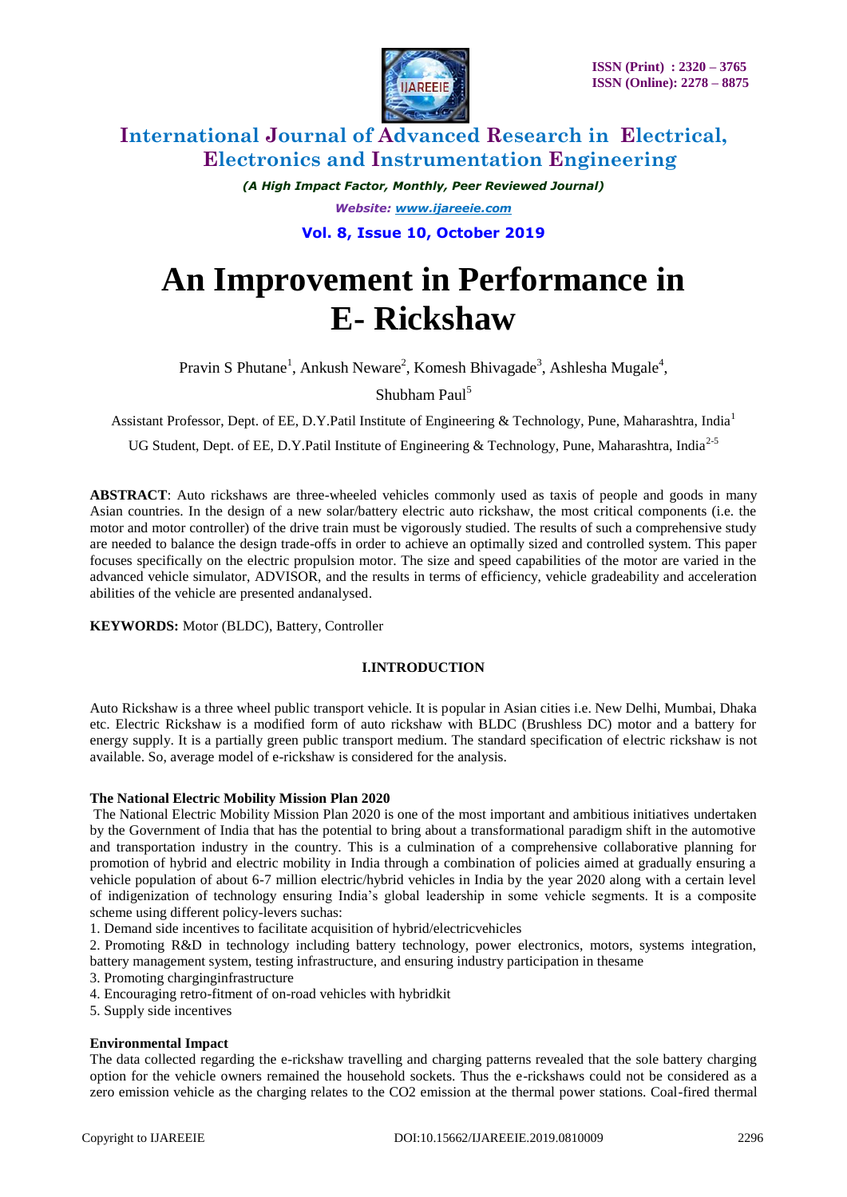# An Improvement in Performance in E- Rickshaw

Pravin S Phutane[1], Ankush Neware[2], Komesh Bhivagade[3], Ashlesha Mugale[4], Shubham Paul[5]

Assistant Professor, Dept. of EE, D.Y.Patil Institute of Engineering & Technology, Pune, Maharashtra, India[1]

UG Student, Dept. of EE, D.Y.Patil Institute of Engineering & Technology, Pune, Maharashtra, India[2-5]

**ABSTRACT**: Auto rickshaws are three-wheeled vehicles commonly used as taxis of people and goods in many Asian countries. In the design of a new solar/battery electric auto rickshaw, the most critical components (i.e. the motor and motor controller) of the drive train must be vigorously studied. The results of such a comprehensive study are needed to balance the design trade-offs in order to achieve an optimally sized and controlled system. This paper focuses specifically on the electric propulsion motor. The size and speed capabilities of the motor are varied in the advanced vehicle simulator, ADVISOR, and the results in terms of efficiency, vehicle gradeability and acceleration abilities of the vehicle are presented andanalysed.

**KEYWORDS:** Motor (BLDC), Battery, Controller

## I.INTRODUCTION

Auto Rickshaw is a three wheel public transport vehicle. It is popular in Asian cities i.e. New Delhi, Mumbai, Dhaka etc. Electric Rickshaw is a modified form of auto rickshaw with BLDC (Brushless DC) motor and a battery for energy supply. It is a partially green public transport medium. The standard specification of electric rickshaw is not available. So, average model of e-rickshaw is considered for the analysis.

### The National Electric Mobility Mission Plan 2020

The National Electric Mobility Mission Plan 2020 is one of the most important and ambitious initiatives undertaken by the Government of India that has the potential to bring about a transformational paradigm shift in the automotive and transportation industry in the country. This is a culmination of a comprehensive collaborative planning for promotion of hybrid and electric mobility in India through a combination of policies aimed at gradually ensuring a vehicle population of about 6-7 million electric/hybrid vehicles in India by the year 2020 along with a certain level of indigenization of technology ensuring India's global leadership in some vehicle segments. It is a composite scheme using different policy-levers suchas:

1. Demand side incentives to facilitate acquisition of hybrid/electricvehicles
2. Promoting R&D in technology including battery technology, power electronics, motors, systems integration, battery management system, testing infrastructure, and ensuring industry participation in thesame
3. Promoting charginginfrastructure
4. Encouraging retro-fitment of on-road vehicles with hybridkit
5. Supply side incentives

### Environmental Impact

The data collected regarding the e-rickshaw travelling and charging patterns revealed that the sole battery charging option for the vehicle owners remained the household sockets. Thus the e-rickshaws could not be considered as a zero emission vehicle as the charging relates to the $CO_2$ emission at the thermal power stations. Coal-fired thermal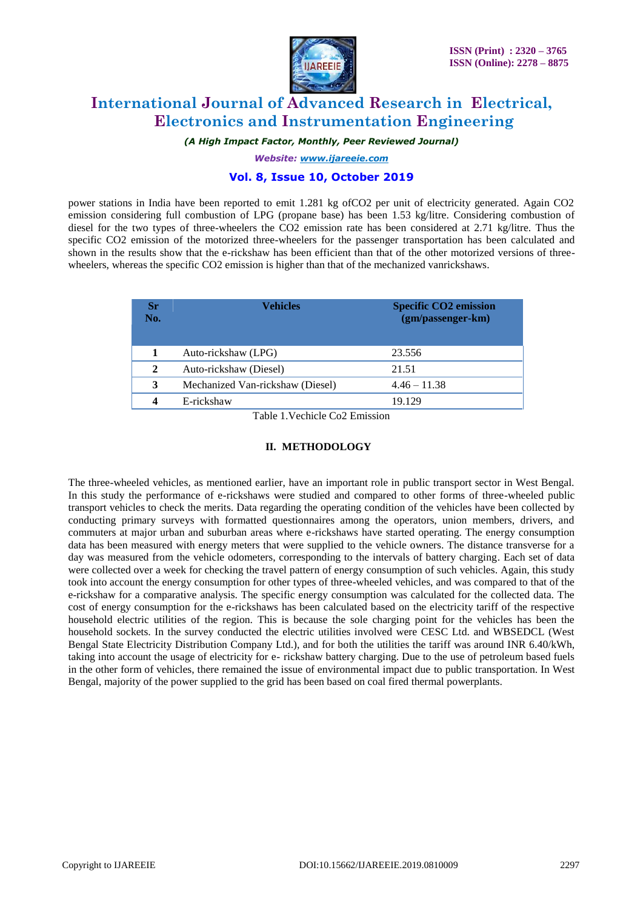power stations in India have been reported to emit 1.281 kg of$CO_2$ per unit of electricity generated. Again $CO_2$ emission considering full combustion of LPG (propane base) has been 1.53 kg/litre. Considering combustion of diesel for the two types of three-wheelers the $CO_2$ emission rate has been considered at 2.71 kg/litre. Thus the specific $CO_2$ emission of the motorized three-wheelers for the passenger transportation has been calculated and shown in the results show that the e-rickshaw has been efficient than that of the other motorized versions of three-wheelers, whereas the specific $CO_2$ emission is higher than that of the mechanized vanrickshaws.

| Sr No. | Vehicles | Specific $CO_2$ emission (gm/passenger-km) |
|---|---|---|
| 1 | Auto-rickshaw (LPG) | 23.556 |
| 2 | Auto-rickshaw (Diesel) | 21.51 |
| 3 | Mechanized Van-rickshaw (Diesel) | 4.46 – 11.38 |
| 4 | E-rickshaw | 19.129 |

Table 1.Vechicle Co2 Emission

## II. METHODOLOGY

The three-wheeled vehicles, as mentioned earlier, have an important role in public transport sector in West Bengal. In this study the performance of e-rickshaws were studied and compared to other forms of three-wheeled public transport vehicles to check the merits. Data regarding the operating condition of the vehicles have been collected by conducting primary surveys with formatted questionnaires among the operators, union members, drivers, and commuters at major urban and suburban areas where e-rickshaws have started operating. The energy consumption data has been measured with energy meters that were supplied to the vehicle owners. The distance transverse for a day was measured from the vehicle odometers, corresponding to the intervals of battery charging. Each set of data were collected over a week for checking the travel pattern of energy consumption of such vehicles. Again, this study took into account the energy consumption for other types of three-wheeled vehicles, and was compared to that of the e-rickshaw for a comparative analysis. The specific energy consumption was calculated for the collected data. The cost of energy consumption for the e-rickshaws has been calculated based on the electricity tariff of the respective household electric utilities of the region. This is because the sole charging point for the vehicles has been the household sockets. In the survey conducted the electric utilities involved were CESC Ltd. and WBSEDCL (West Bengal State Electricity Distribution Company Ltd.), and for both the utilities the tariff was around INR 6.40/kWh, taking into account the usage of electricity for e- rickshaw battery charging. Due to the use of petroleum based fuels in the other form of vehicles, there remained the issue of environmental impact due to public transportation. In West Bengal, majority of the power supplied to the grid has been based on coal fired thermal powerplants.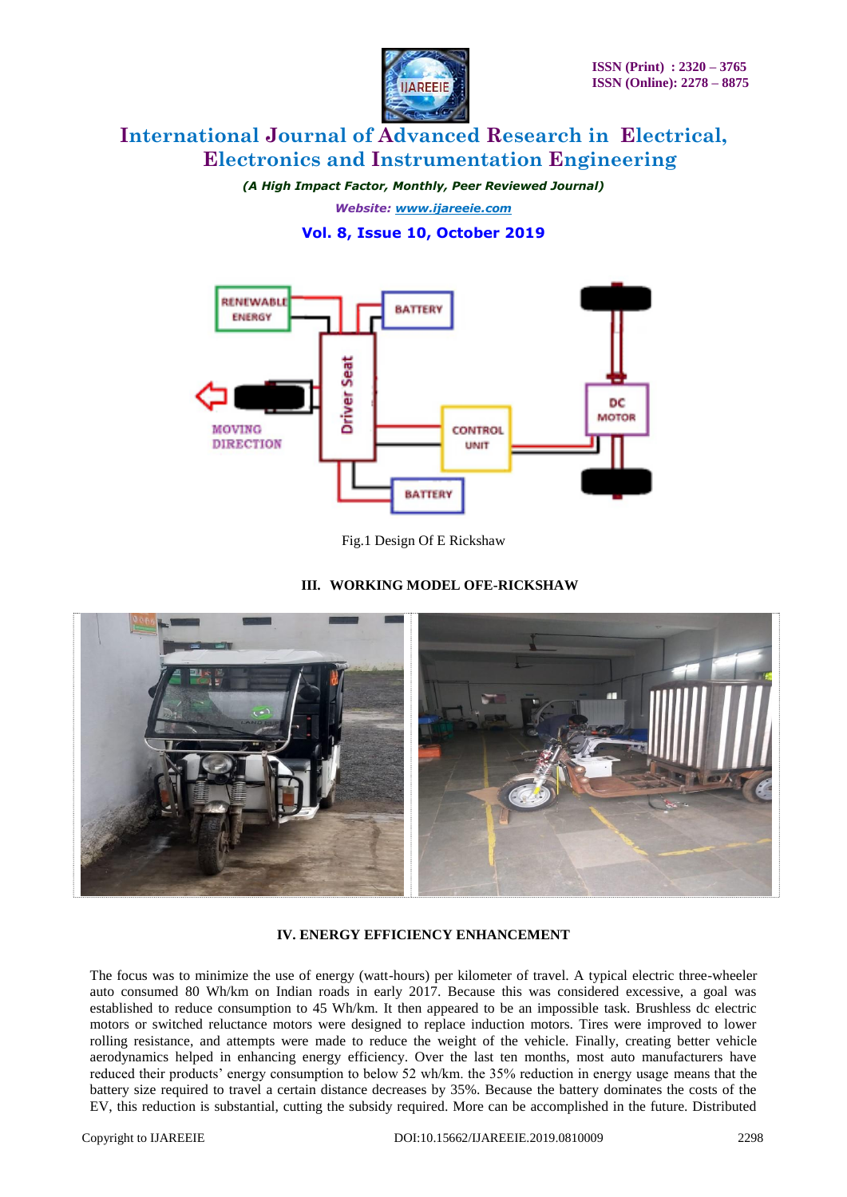Fig.1 Design Of E Rickshaw

### III. WORKING MODEL OFE-RICKSHAW

### IV. ENERGY EFFICIENCY ENHANCEMENT

The focus was to minimize the use of energy (watt-hours) per kilometer of travel. A typical electric three-wheeler auto consumed 80 Wh/km on Indian roads in early 2017. Because this was considered excessive, a goal was established to reduce consumption to 45 Wh/km. It then appeared to be an impossible task. Brushless dc electric motors or switched reluctance motors were designed to replace induction motors. Tires were improved to lower rolling resistance, and attempts were made to reduce the weight of the vehicle. Finally, creating better vehicle aerodynamics helped in enhancing energy efficiency. Over the last ten months, most auto manufacturers have reduced their products' energy consumption to below 52 wh/km. the 35% reduction in energy usage means that the battery size required to travel a certain distance decreases by 35%. Because the battery dominates the costs of the EV, this reduction is substantial, cutting the subsidy required. More can be accomplished in the future. Distributed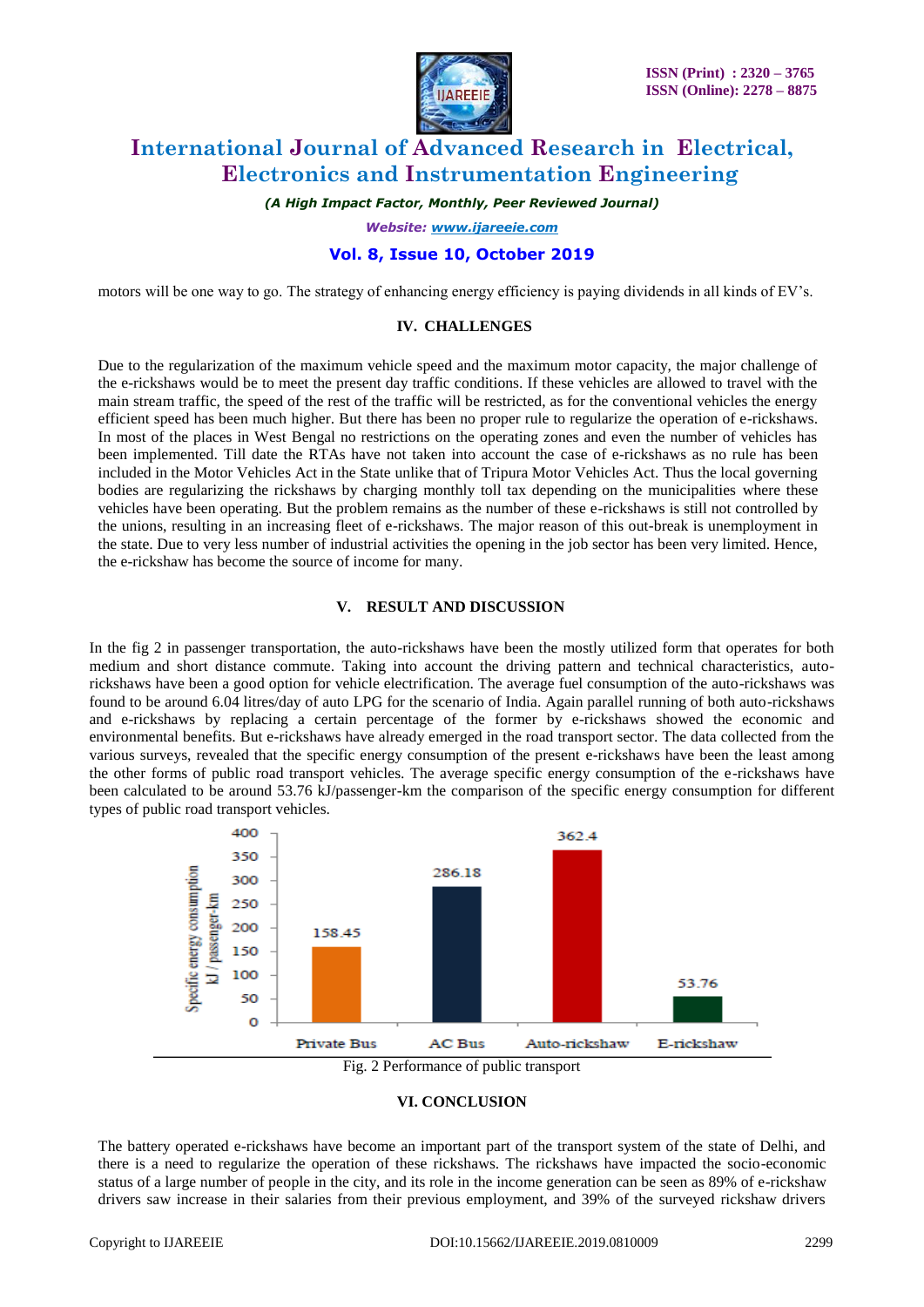motors will be one way to go. The strategy of enhancing energy efficiency is paying dividends in all kinds of EV's.

## IV. CHALLENGES

Due to the regularization of the maximum vehicle speed and the maximum motor capacity, the major challenge of the e-rickshaws would be to meet the present day traffic conditions. If these vehicles are allowed to travel with the main stream traffic, the speed of the rest of the traffic will be restricted, as for the conventional vehicles the energy efficient speed has been much higher. But there has been no proper rule to regularize the operation of e-rickshaws. In most of the places in West Bengal no restrictions on the operating zones and even the number of vehicles has been implemented. Till date the RTAs have not taken into account the case of e-rickshaws as no rule has been included in the Motor Vehicles Act in the State unlike that of Tripura Motor Vehicles Act. Thus the local governing bodies are regularizing the rickshaws by charging monthly toll tax depending on the municipalities where these vehicles have been operating. But the problem remains as the number of these e-rickshaws is still not controlled by the unions, resulting in an increasing fleet of e-rickshaws. The major reason of this out-break is unemployment in the state. Due to very less number of industrial activities the opening in the job sector has been very limited. Hence, the e-rickshaw has become the source of income for many.

## V. RESULT AND DISCUSSION

In the fig 2 in passenger transportation, the auto-rickshaws have been the mostly utilized form that operates for both medium and short distance commute. Taking into account the driving pattern and technical characteristics, auto-rickshaws have been a good option for vehicle electrification. The average fuel consumption of the auto-rickshaws was found to be around 6.04 litres/day of auto LPG for the scenario of India. Again parallel running of both auto-rickshaws and e-rickshaws by replacing a certain percentage of the former by e-rickshaws showed the economic and environmental benefits. But e-rickshaws have already emerged in the road transport sector. The data collected from the various surveys, revealed that the specific energy consumption of the present e-rickshaws have been the least among the other forms of public road transport vehicles. The average specific energy consumption of the e-rickshaws have been calculated to be around 53.76 kJ/passenger-km the comparison of the specific energy consumption for different types of public road transport vehicles.

| Vehicle | Specific energy consumption kJ / passenger-km |
|---|---|
| Private Bus | 158.45 |
| AC Bus | 286.18 |
| Auto-rickshaw | 362.4 |
| E-rickshaw | 53.76 |

Fig. 2 Performance of public transport

## VI. CONCLUSION

The battery operated e-rickshaws have become an important part of the transport system of the state of Delhi, and there is a need to regularize the operation of these rickshaws. The rickshaws have impacted the socio-economic status of a large number of people in the city, and its role in the income generation can be seen as 89% of e-rickshaw drivers saw increase in their salaries from their previous employment, and 39% of the surveyed rickshaw drivers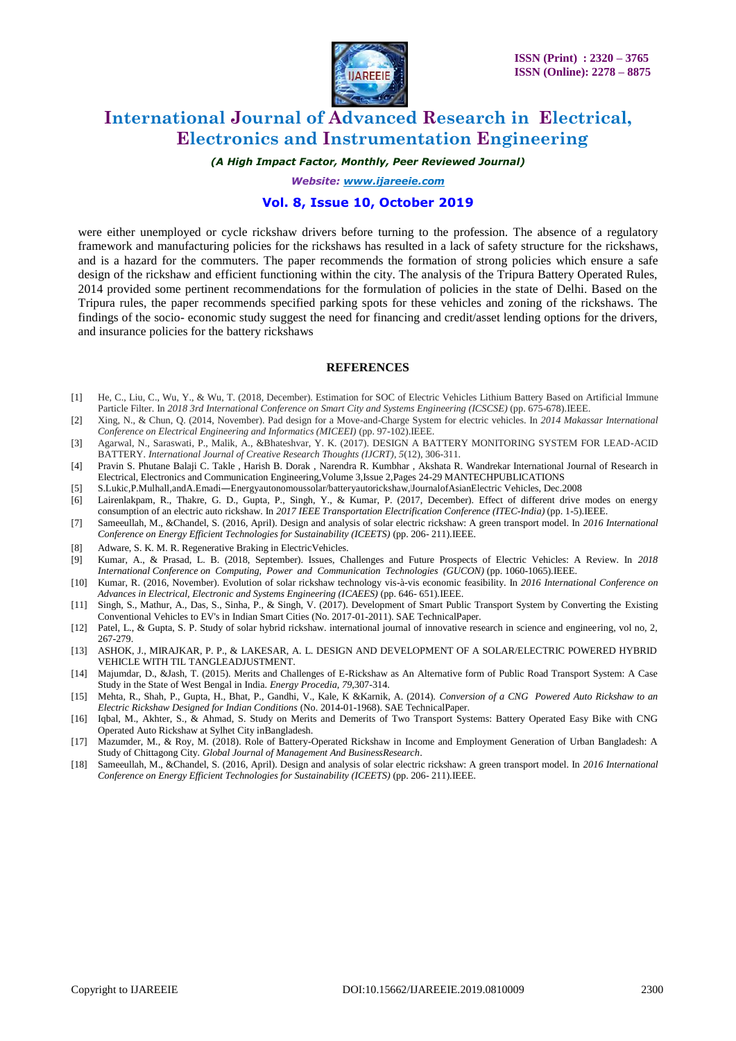were either unemployed or cycle rickshaw drivers before turning to the profession. The absence of a regulatory framework and manufacturing policies for the rickshaws has resulted in a lack of safety structure for the rickshaws, and is a hazard for the commuters. The paper recommends the formation of strong policies which ensure a safe design of the rickshaw and efficient functioning within the city. The analysis of the Tripura Battery Operated Rules, 2014 provided some pertinent recommendations for the formulation of policies in the state of Delhi. Based on the Tripura rules, the paper recommends specified parking spots for these vehicles and zoning of the rickshaws. The findings of the socio- economic study suggest the need for financing and credit/asset lending options for the drivers, and insurance policies for the battery rickshaws

## REFERENCES

[1] He, C., Liu, C., Wu, Y., & Wu, T. (2018, December). Estimation for SOC of Electric Vehicles Lithium Battery Based on Artificial Immune Particle Filter. In *2018 3rd International Conference on Smart City and Systems Engineering (ICSCSE)* (pp. 675-678).IEEE.

[2] Xing, N., & Chun, Q. (2014, November). Pad design for a Move-and-Charge System for electric vehicles. In *2014 Makassar International Conference on Electrical Engineering and Informatics (MICEEI)* (pp. 97-102).IEEE.

[3] Agarwal, N., Saraswati, P., Malik, A., &Bhateshvar, Y. K. (2017). DESIGN A BATTERY MONITORING SYSTEM FOR LEAD-ACID BATTERY. *International Journal of Creative Research Thoughts (IJCRT)*, *5*(12), 306-311.

[4] Pravin S. Phutane Balaji C. Takle , Harish B. Dorak , Narendra R. Kumbhar , Akshata R. Wandrekar International Journal of Research in Electrical, Electronics and Communication Engineering,Volume 3,Issue 2,Pages 24-29 MANTECHPUBLICATIONS

[5] S.Lukic,P.Mulhall,andA.Emadi―Energyautonomoussolar/batteryautorickshaw,JournalofAsianElectric Vehicles, Dec.2008

[6] Lairenlakpam, R., Thakre, G. D., Gupta, P., Singh, Y., & Kumar, P. (2017, December). Effect of different drive modes on energy consumption of an electric auto rickshaw. In *2017 IEEE Transportation Electrification Conference (ITEC-India)* (pp. 1-5).IEEE.

[7] Sameeullah, M., &Chandel, S. (2016, April). Design and analysis of solar electric rickshaw: A green transport model. In *2016 International Conference on Energy Efficient Technologies for Sustainability (ICEETS)* (pp. 206- 211).IEEE.

[8] Adware, S. K. M. R. Regenerative Braking in ElectricVehicles.

[9] Kumar, A., & Prasad, L. B. (2018, September). Issues, Challenges and Future Prospects of Electric Vehicles: A Review. In *2018 International Conference on Computing, Power and Communication Technologies (GUCON)* (pp. 1060-1065).IEEE.

[10] Kumar, R. (2016, November). Evolution of solar rickshaw technology vis-à-vis economic feasibility. In *2016 International Conference on Advances in Electrical, Electronic and Systems Engineering (ICAEES)* (pp. 646- 651).IEEE.

[11] Singh, S., Mathur, A., Das, S., Sinha, P., & Singh, V. (2017). Development of Smart Public Transport System by Converting the Existing Conventional Vehicles to EV's in Indian Smart Cities (No. 2017-01-2011). SAE TechnicalPaper.

[12] Patel, L., & Gupta, S. P. Study of solar hybrid rickshaw. international journal of innovative research in science and engineering, vol no, 2, 267-279.

[13] ASHOK, J., MIRAJKAR, P. P., & LAKESAR, A. L. DESIGN AND DEVELOPMENT OF A SOLAR/ELECTRIC POWERED HYBRID VEHICLE WITH TIL TANGLEADJUSTMENT.

[14] Majumdar, D., &Jash, T. (2015). Merits and Challenges of E-Rickshaw as An Alternative form of Public Road Transport System: A Case Study in the State of West Bengal in India. *Energy Procedia*, *79*,307-314.

[15] Mehta, R., Shah, P., Gupta, H., Bhat, P., Gandhi, V., Kale, K &Karnik, A. (2014). *Conversion of a CNG Powered Auto Rickshaw to an Electric Rickshaw Designed for Indian Conditions* (No. 2014-01-1968). SAE TechnicalPaper.

[16] Iqbal, M., Akhter, S., & Ahmad, S. Study on Merits and Demerits of Two Transport Systems: Battery Operated Easy Bike with CNG Operated Auto Rickshaw at Sylhet City inBangladesh.

[17] Mazumder, M., & Roy, M. (2018). Role of Battery-Operated Rickshaw in Income and Employment Generation of Urban Bangladesh: A Study of Chittagong City. *Global Journal of Management And BusinessResearch*.

[18] Sameeullah, M., &Chandel, S. (2016, April). Design and analysis of solar electric rickshaw: A green transport model. In *2016 International Conference on Energy Efficient Technologies for Sustainability (ICEETS)* (pp. 206- 211).IEEE.